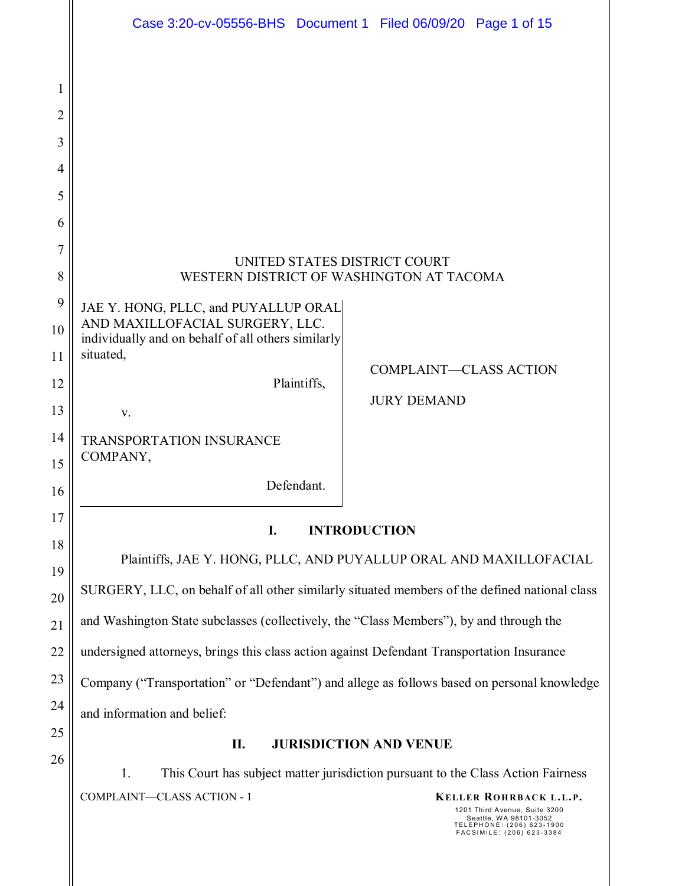UNITED STATES DISTRICT COURT
WESTERN DISTRICT OF WASHINGTON AT TACOMA

JAE Y. HONG, PLLC, and PUYALLUP ORAL AND MAXILLOFACIAL SURGERY, LLC. individually and on behalf of all others similarly situated,

Plaintiffs,

v.

TRANSPORTATION INSURANCE COMPANY,

Defendant.

COMPLAINT—CLASS ACTION

JURY DEMAND

## I. INTRODUCTION

Plaintiffs, JAE Y. HONG, PLLC, AND PUYALLUP ORAL AND MAXILLOFACIAL SURGERY, LLC, on behalf of all other similarly situated members of the defined national class and Washington State subclasses (collectively, the "Class Members"), by and through the undersigned attorneys, brings this class action against Defendant Transportation Insurance Company ("Transportation" or "Defendant") and allege as follows based on personal knowledge and information and belief:

## II. JURISDICTION AND VENUE

1. This Court has subject matter jurisdiction pursuant to the Class Action Fairness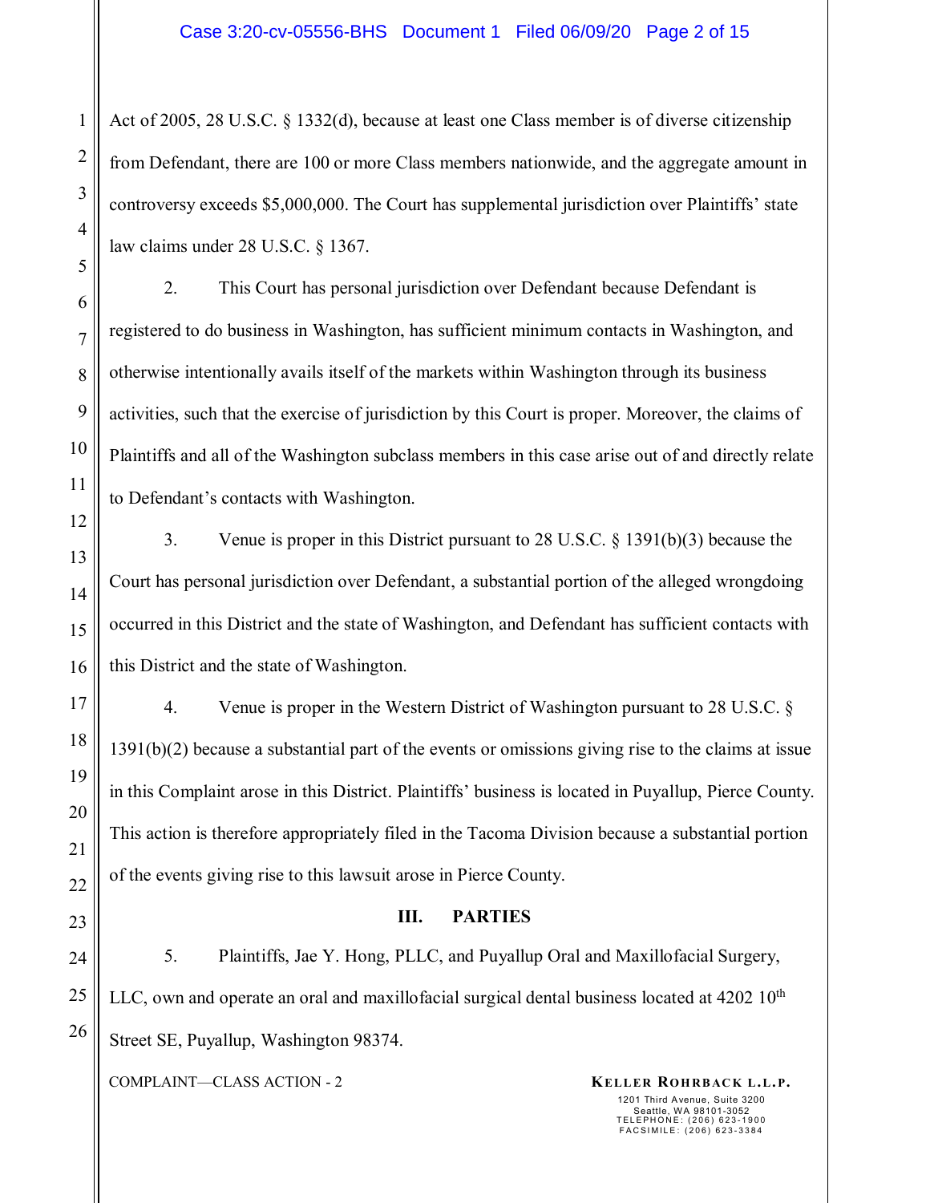Act of 2005, 28 U.S.C. § 1332(d), because at least one Class member is of diverse citizenship from Defendant, there are 100 or more Class members nationwide, and the aggregate amount in controversy exceeds $5,000,000. The Court has supplemental jurisdiction over Plaintiffs' state law claims under 28 U.S.C. § 1367.

2. This Court has personal jurisdiction over Defendant because Defendant is registered to do business in Washington, has sufficient minimum contacts in Washington, and otherwise intentionally avails itself of the markets within Washington through its business activities, such that the exercise of jurisdiction by this Court is proper. Moreover, the claims of Plaintiffs and all of the Washington subclass members in this case arise out of and directly relate to Defendant's contacts with Washington.

3. Venue is proper in this District pursuant to 28 U.S.C. § 1391(b)(3) because the Court has personal jurisdiction over Defendant, a substantial portion of the alleged wrongdoing occurred in this District and the state of Washington, and Defendant has sufficient contacts with this District and the state of Washington.

4. Venue is proper in the Western District of Washington pursuant to 28 U.S.C. § 1391(b)(2) because a substantial part of the events or omissions giving rise to the claims at issue in this Complaint arose in this District. Plaintiffs' business is located in Puyallup, Pierce County. This action is therefore appropriately filed in the Tacoma Division because a substantial portion of the events giving rise to this lawsuit arose in Pierce County.

## III. PARTIES

5. Plaintiffs, Jae Y. Hong, PLLC, and Puyallup Oral and Maxillofacial Surgery, LLC, own and operate an oral and maxillofacial surgical dental business located at 4202 10th Street SE, Puyallup, Washington 98374.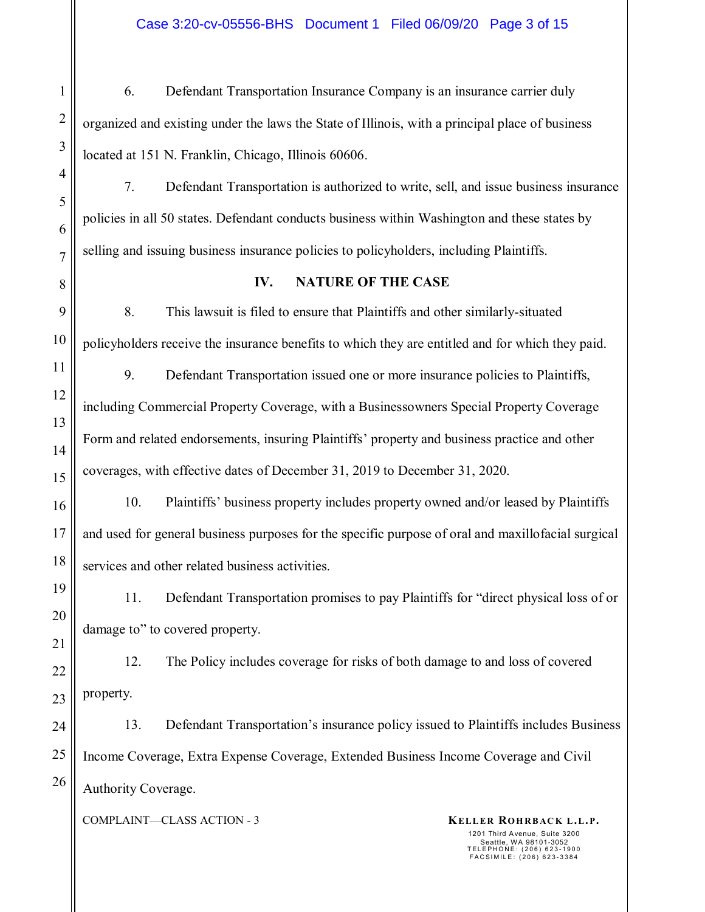6. Defendant Transportation Insurance Company is an insurance carrier duly organized and existing under the laws the State of Illinois, with a principal place of business located at 151 N. Franklin, Chicago, Illinois 60606.

7. Defendant Transportation is authorized to write, sell, and issue business insurance policies in all 50 states. Defendant conducts business within Washington and these states by selling and issuing business insurance policies to policyholders, including Plaintiffs.

## IV. NATURE OF THE CASE

8. This lawsuit is filed to ensure that Plaintiffs and other similarly-situated policyholders receive the insurance benefits to which they are entitled and for which they paid.

9. Defendant Transportation issued one or more insurance policies to Plaintiffs, including Commercial Property Coverage, with a Businessowners Special Property Coverage Form and related endorsements, insuring Plaintiffs' property and business practice and other coverages, with effective dates of December 31, 2019 to December 31, 2020.

10. Plaintiffs' business property includes property owned and/or leased by Plaintiffs and used for general business purposes for the specific purpose of oral and maxillofacial surgical services and other related business activities.

11. Defendant Transportation promises to pay Plaintiffs for "direct physical loss of or damage to" to covered property.

12. The Policy includes coverage for risks of both damage to and loss of covered property.

13. Defendant Transportation's insurance policy issued to Plaintiffs includes Business Income Coverage, Extra Expense Coverage, Extended Business Income Coverage and Civil Authority Coverage.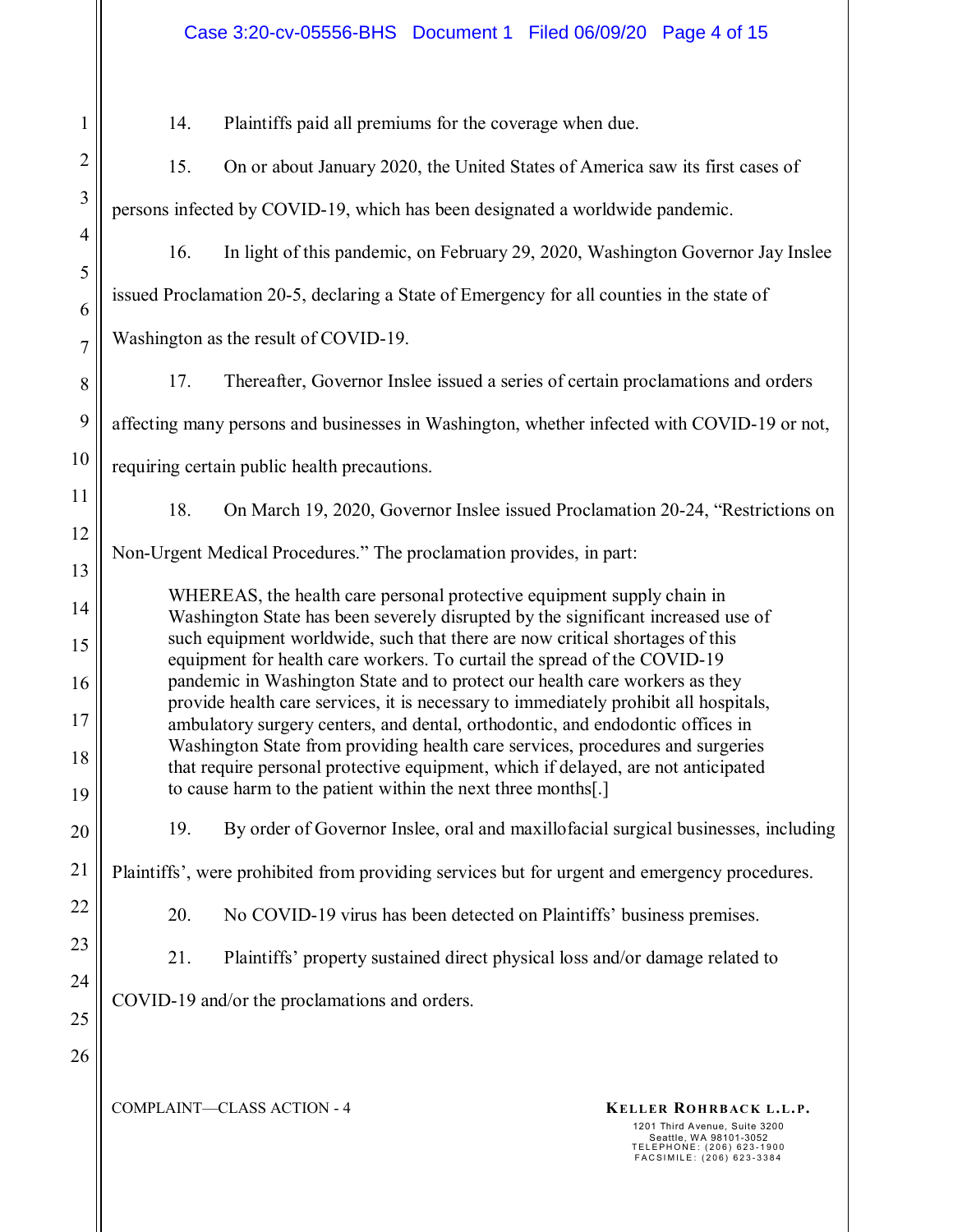14. Plaintiffs paid all premiums for the coverage when due.

15. On or about January 2020, the United States of America saw its first cases of persons infected by COVID-19, which has been designated a worldwide pandemic.

16. In light of this pandemic, on February 29, 2020, Washington Governor Jay Inslee issued Proclamation 20-5, declaring a State of Emergency for all counties in the state of Washington as the result of COVID-19.

17. Thereafter, Governor Inslee issued a series of certain proclamations and orders affecting many persons and businesses in Washington, whether infected with COVID-19 or not, requiring certain public health precautions.

18. On March 19, 2020, Governor Inslee issued Proclamation 20-24, "Restrictions on Non-Urgent Medical Procedures." The proclamation provides, in part:

> WHEREAS, the health care personal protective equipment supply chain in Washington State has been severely disrupted by the significant increased use of such equipment worldwide, such that there are now critical shortages of this equipment for health care workers. To curtail the spread of the COVID-19 pandemic in Washington State and to protect our health care workers as they provide health care services, it is necessary to immediately prohibit all hospitals, ambulatory surgery centers, and dental, orthodontic, and endodontic offices in Washington State from providing health care services, procedures and surgeries that require personal protective equipment, which if delayed, are not anticipated to cause harm to the patient within the next three months[.]

19. By order of Governor Inslee, oral and maxillofacial surgical businesses, including Plaintiffs', were prohibited from providing services but for urgent and emergency procedures.

20. No COVID-19 virus has been detected on Plaintiffs' business premises.

21. Plaintiffs' property sustained direct physical loss and/or damage related to COVID-19 and/or the proclamations and orders.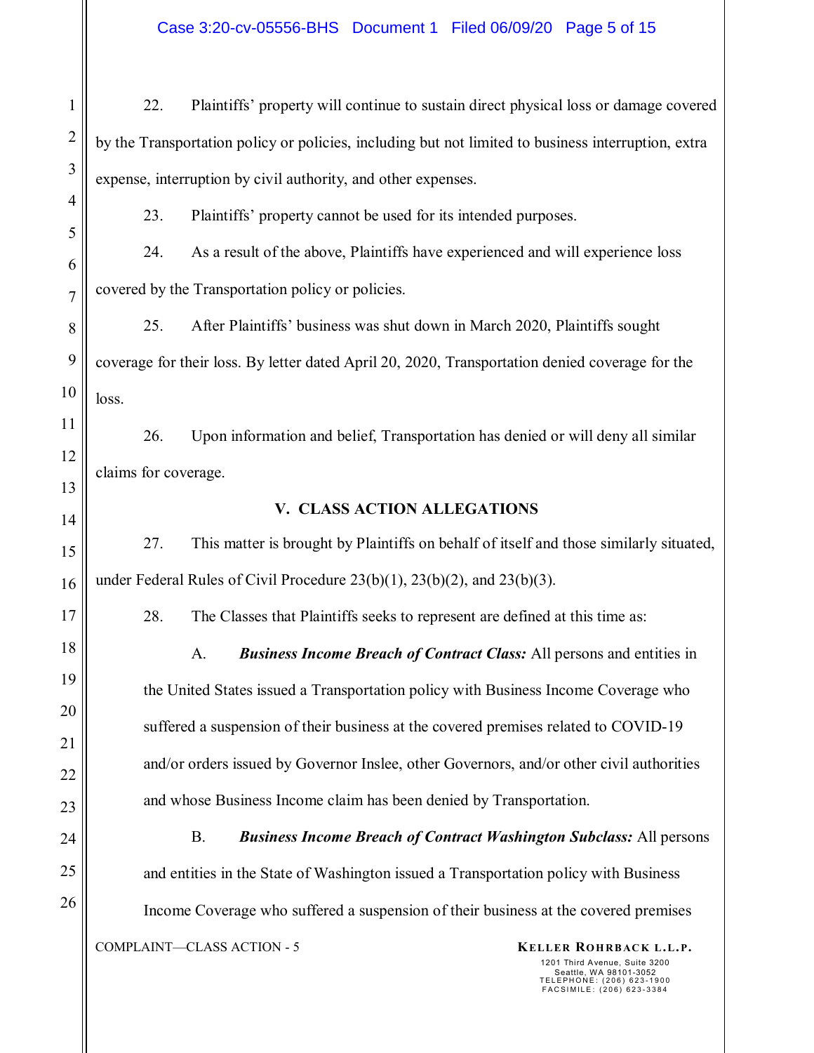22. Plaintiffs' property will continue to sustain direct physical loss or damage covered by the Transportation policy or policies, including but not limited to business interruption, extra expense, interruption by civil authority, and other expenses.

23. Plaintiffs' property cannot be used for its intended purposes.

24. As a result of the above, Plaintiffs have experienced and will experience loss covered by the Transportation policy or policies.

25. After Plaintiffs' business was shut down in March 2020, Plaintiffs sought coverage for their loss. By letter dated April 20, 2020, Transportation denied coverage for the loss.

26. Upon information and belief, Transportation has denied or will deny all similar claims for coverage.

## V. CLASS ACTION ALLEGATIONS

27. This matter is brought by Plaintiffs on behalf of itself and those similarly situated, under Federal Rules of Civil Procedure 23(b)(1), 23(b)(2), and 23(b)(3).

28. The Classes that Plaintiffs seeks to represent are defined at this time as:

A. ***Business Income Breach of Contract Class:*** All persons and entities in the United States issued a Transportation policy with Business Income Coverage who suffered a suspension of their business at the covered premises related to COVID-19 and/or orders issued by Governor Inslee, other Governors, and/or other civil authorities and whose Business Income claim has been denied by Transportation.

B. ***Business Income Breach of Contract Washington Subclass:*** All persons and entities in the State of Washington issued a Transportation policy with Business Income Coverage who suffered a suspension of their business at the covered premises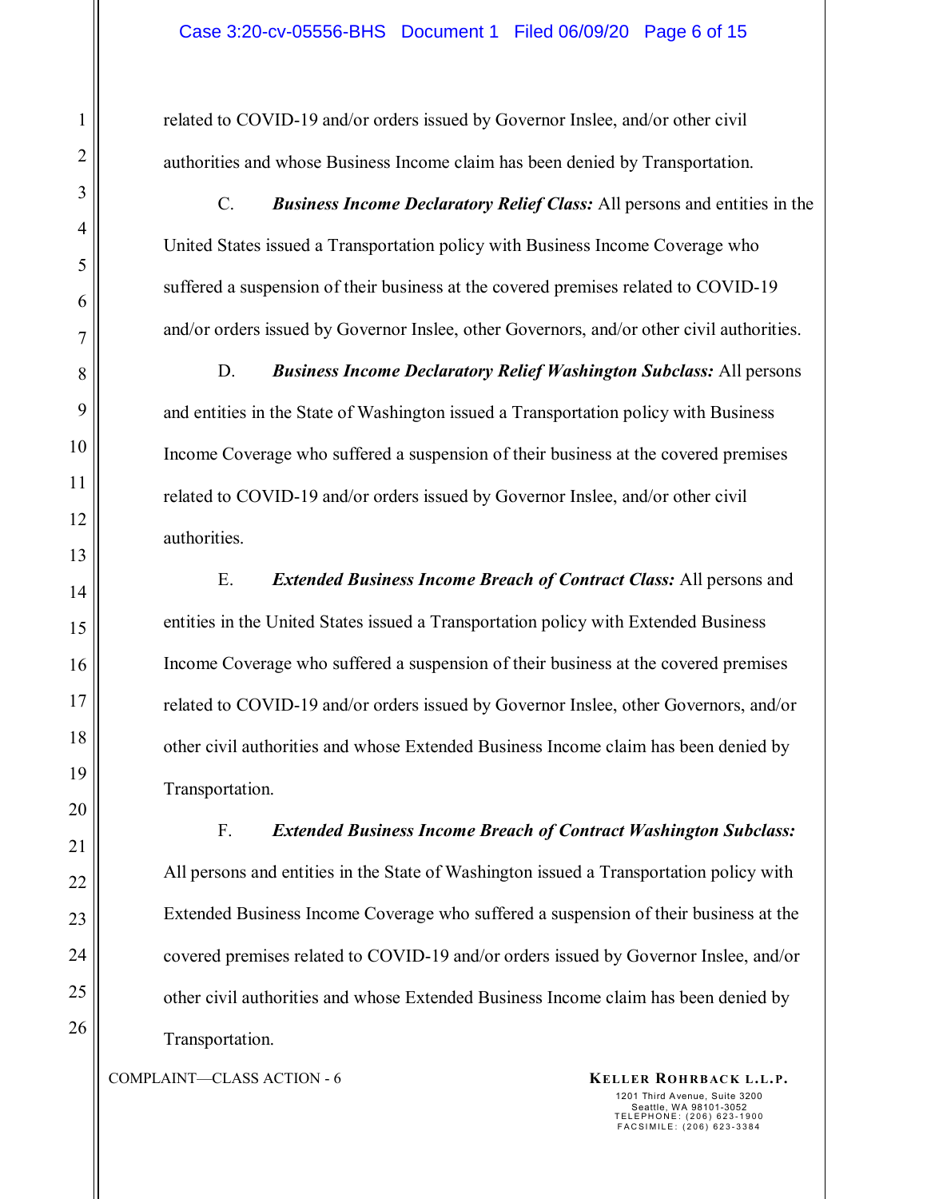related to COVID-19 and/or orders issued by Governor Inslee, and/or other civil authorities and whose Business Income claim has been denied by Transportation.

C. ***Business Income Declaratory Relief Class:*** All persons and entities in the United States issued a Transportation policy with Business Income Coverage who suffered a suspension of their business at the covered premises related to COVID-19 and/or orders issued by Governor Inslee, other Governors, and/or other civil authorities.

D. ***Business Income Declaratory Relief Washington Subclass:*** All persons and entities in the State of Washington issued a Transportation policy with Business Income Coverage who suffered a suspension of their business at the covered premises related to COVID-19 and/or orders issued by Governor Inslee, and/or other civil authorities.

E. ***Extended Business Income Breach of Contract Class:*** All persons and entities in the United States issued a Transportation policy with Extended Business Income Coverage who suffered a suspension of their business at the covered premises related to COVID-19 and/or orders issued by Governor Inslee, other Governors, and/or other civil authorities and whose Extended Business Income claim has been denied by Transportation.

F. ***Extended Business Income Breach of Contract Washington Subclass:*** All persons and entities in the State of Washington issued a Transportation policy with Extended Business Income Coverage who suffered a suspension of their business at the covered premises related to COVID-19 and/or orders issued by Governor Inslee, and/or other civil authorities and whose Extended Business Income claim has been denied by Transportation.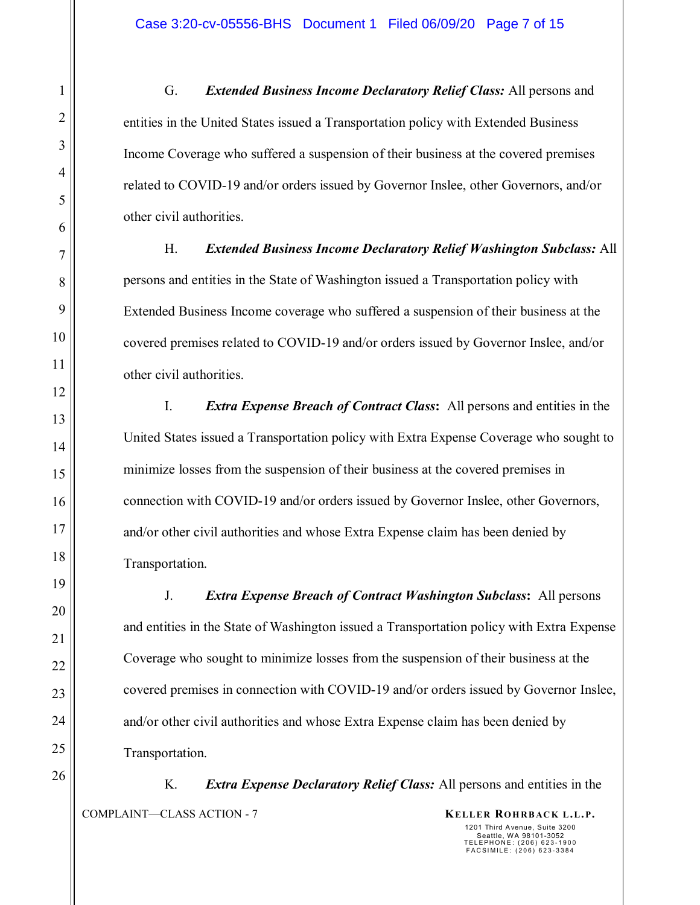G. ***Extended Business Income Declaratory Relief Class:*** All persons and entities in the United States issued a Transportation policy with Extended Business Income Coverage who suffered a suspension of their business at the covered premises related to COVID-19 and/or orders issued by Governor Inslee, other Governors, and/or other civil authorities.

H. ***Extended Business Income Declaratory Relief Washington Subclass:*** All persons and entities in the State of Washington issued a Transportation policy with Extended Business Income coverage who suffered a suspension of their business at the covered premises related to COVID-19 and/or orders issued by Governor Inslee, and/or other civil authorities.

I. ***Extra Expense Breach of Contract Class*****:** All persons and entities in the United States issued a Transportation policy with Extra Expense Coverage who sought to minimize losses from the suspension of their business at the covered premises in connection with COVID-19 and/or orders issued by Governor Inslee, other Governors, and/or other civil authorities and whose Extra Expense claim has been denied by Transportation.

J. ***Extra Expense Breach of Contract Washington Subclass*****:** All persons and entities in the State of Washington issued a Transportation policy with Extra Expense Coverage who sought to minimize losses from the suspension of their business at the covered premises in connection with COVID-19 and/or orders issued by Governor Inslee, and/or other civil authorities and whose Extra Expense claim has been denied by Transportation.

K. ***Extra Expense Declaratory Relief Class:*** All persons and entities in the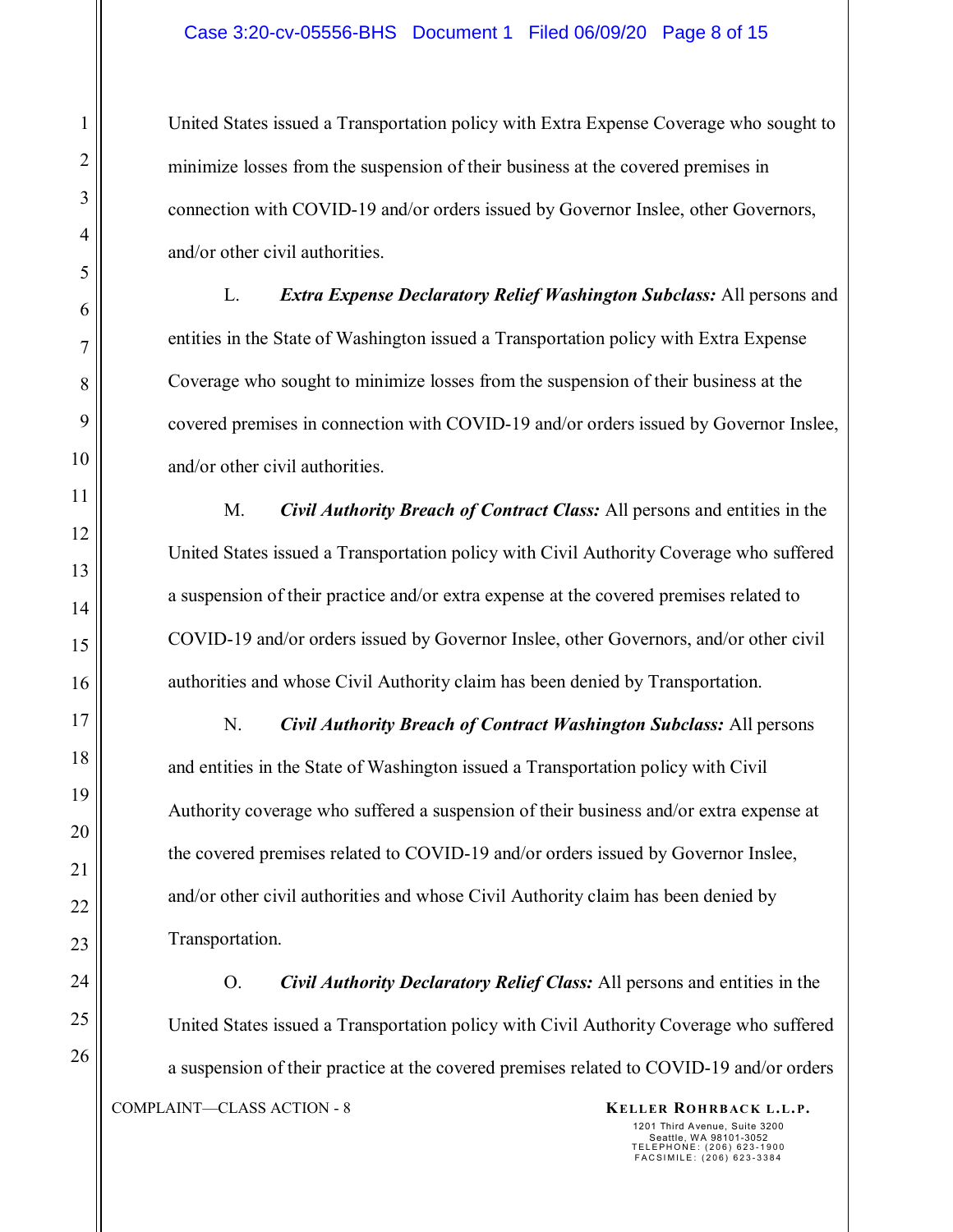United States issued a Transportation policy with Extra Expense Coverage who sought to minimize losses from the suspension of their business at the covered premises in connection with COVID-19 and/or orders issued by Governor Inslee, other Governors, and/or other civil authorities.

L. ***Extra Expense Declaratory Relief Washington Subclass:*** All persons and entities in the State of Washington issued a Transportation policy with Extra Expense Coverage who sought to minimize losses from the suspension of their business at the covered premises in connection with COVID-19 and/or orders issued by Governor Inslee, and/or other civil authorities.

M. ***Civil Authority Breach of Contract Class:*** All persons and entities in the United States issued a Transportation policy with Civil Authority Coverage who suffered a suspension of their practice and/or extra expense at the covered premises related to COVID-19 and/or orders issued by Governor Inslee, other Governors, and/or other civil authorities and whose Civil Authority claim has been denied by Transportation.

N. ***Civil Authority Breach of Contract Washington Subclass:*** All persons and entities in the State of Washington issued a Transportation policy with Civil Authority coverage who suffered a suspension of their business and/or extra expense at the covered premises related to COVID-19 and/or orders issued by Governor Inslee, and/or other civil authorities and whose Civil Authority claim has been denied by Transportation.

O. ***Civil Authority Declaratory Relief Class:*** All persons and entities in the United States issued a Transportation policy with Civil Authority Coverage who suffered a suspension of their practice at the covered premises related to COVID-19 and/or orders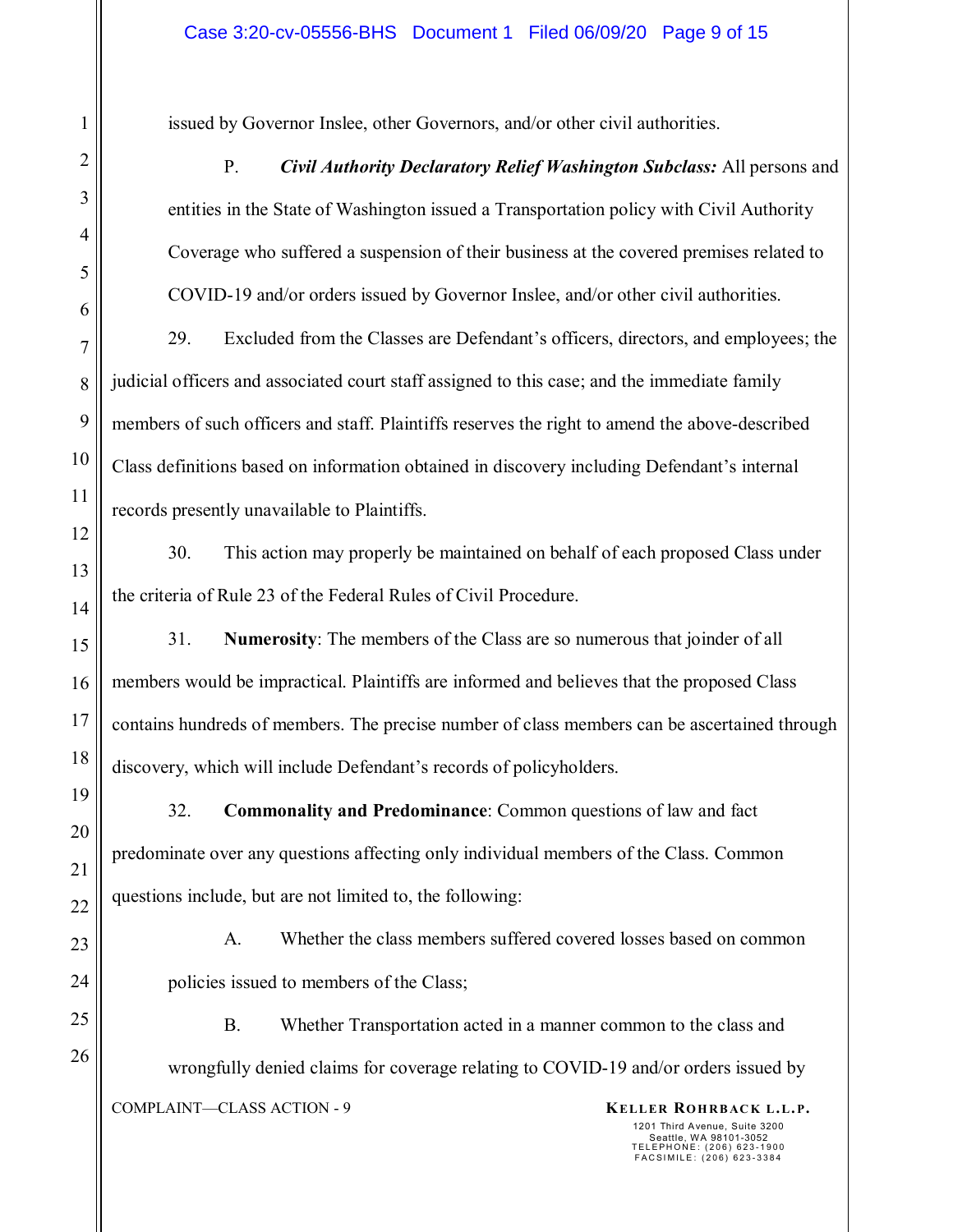issued by Governor Inslee, other Governors, and/or other civil authorities.

P. ***Civil Authority Declaratory Relief Washington Subclass:*** All persons and entities in the State of Washington issued a Transportation policy with Civil Authority Coverage who suffered a suspension of their business at the covered premises related to COVID-19 and/or orders issued by Governor Inslee, and/or other civil authorities.

29. Excluded from the Classes are Defendant's officers, directors, and employees; the judicial officers and associated court staff assigned to this case; and the immediate family members of such officers and staff. Plaintiffs reserves the right to amend the above-described Class definitions based on information obtained in discovery including Defendant's internal records presently unavailable to Plaintiffs.

30. This action may properly be maintained on behalf of each proposed Class under the criteria of Rule 23 of the Federal Rules of Civil Procedure.

31. **Numerosity**: The members of the Class are so numerous that joinder of all members would be impractical. Plaintiffs are informed and believes that the proposed Class contains hundreds of members. The precise number of class members can be ascertained through discovery, which will include Defendant's records of policyholders.

32. **Commonality and Predominance**: Common questions of law and fact predominate over any questions affecting only individual members of the Class. Common questions include, but are not limited to, the following:

A. Whether the class members suffered covered losses based on common policies issued to members of the Class;

B. Whether Transportation acted in a manner common to the class and wrongfully denied claims for coverage relating to COVID-19 and/or orders issued by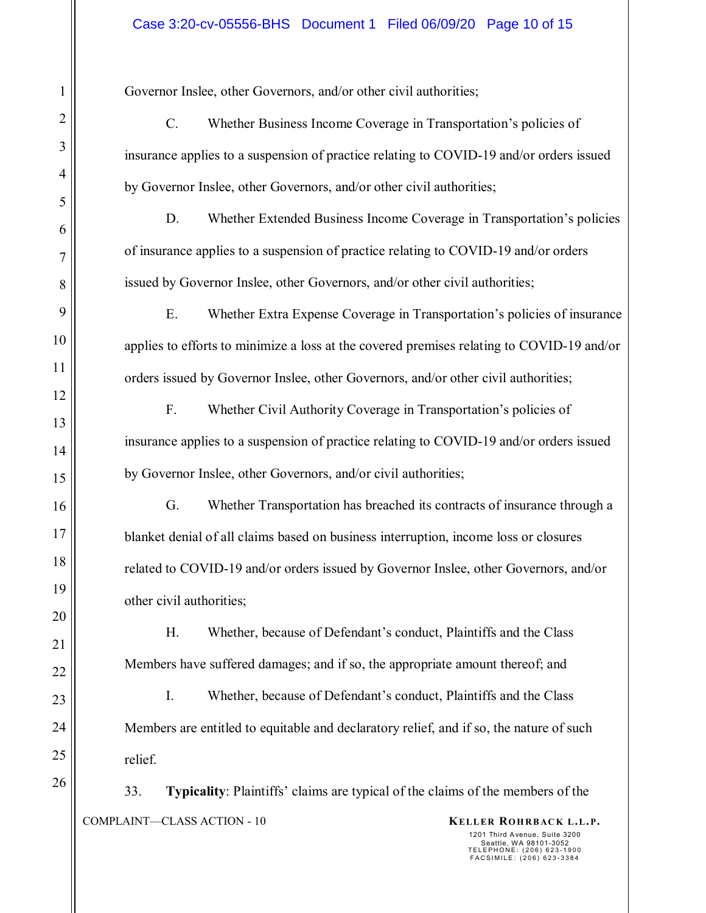Governor Inslee, other Governors, and/or other civil authorities;

C. Whether Business Income Coverage in Transportation's policies of insurance applies to a suspension of practice relating to COVID-19 and/or orders issued by Governor Inslee, other Governors, and/or other civil authorities;

D. Whether Extended Business Income Coverage in Transportation's policies of insurance applies to a suspension of practice relating to COVID-19 and/or orders issued by Governor Inslee, other Governors, and/or other civil authorities;

E. Whether Extra Expense Coverage in Transportation's policies of insurance applies to efforts to minimize a loss at the covered premises relating to COVID-19 and/or orders issued by Governor Inslee, other Governors, and/or other civil authorities;

F. Whether Civil Authority Coverage in Transportation's policies of insurance applies to a suspension of practice relating to COVID-19 and/or orders issued by Governor Inslee, other Governors, and/or civil authorities;

G. Whether Transportation has breached its contracts of insurance through a blanket denial of all claims based on business interruption, income loss or closures related to COVID-19 and/or orders issued by Governor Inslee, other Governors, and/or other civil authorities;

H. Whether, because of Defendant's conduct, Plaintiffs and the Class Members have suffered damages; and if so, the appropriate amount thereof; and

I. Whether, because of Defendant's conduct, Plaintiffs and the Class Members are entitled to equitable and declaratory relief, and if so, the nature of such relief.

33. **Typicality**: Plaintiffs' claims are typical of the claims of the members of the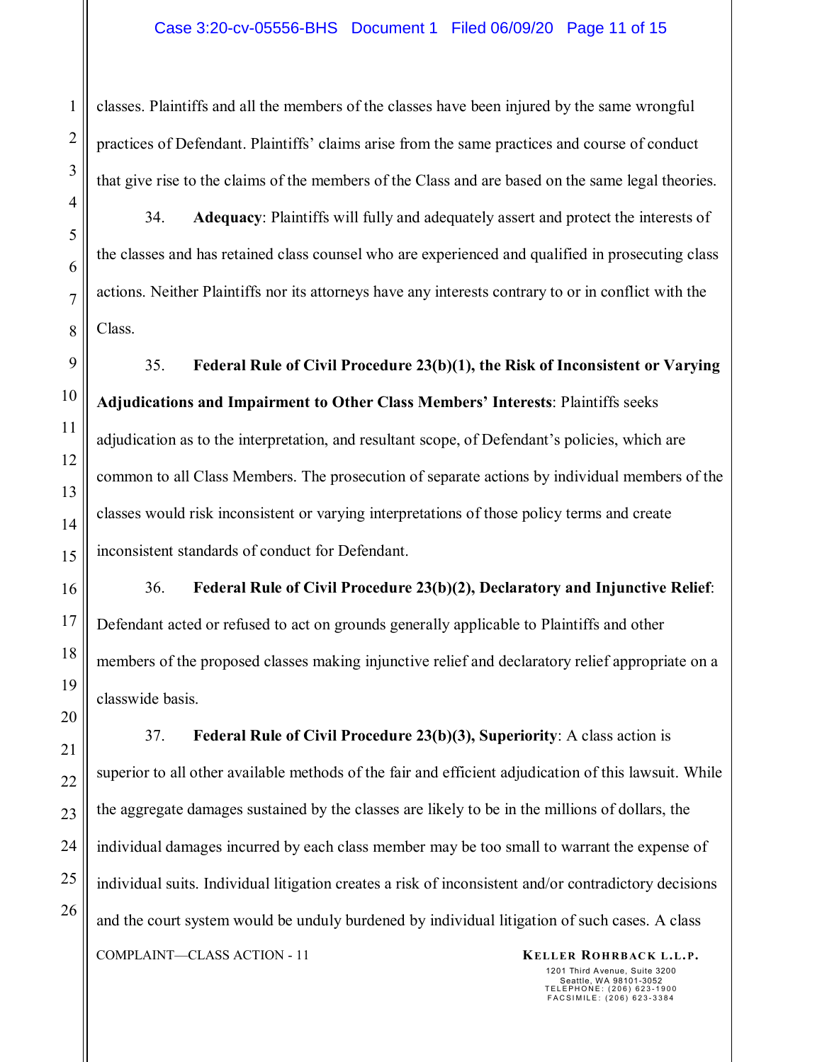classes. Plaintiffs and all the members of the classes have been injured by the same wrongful practices of Defendant. Plaintiffs' claims arise from the same practices and course of conduct that give rise to the claims of the members of the Class and are based on the same legal theories.

34. **Adequacy**: Plaintiffs will fully and adequately assert and protect the interests of the classes and has retained class counsel who are experienced and qualified in prosecuting class actions. Neither Plaintiffs nor its attorneys have any interests contrary to or in conflict with the Class.

35. **Federal Rule of Civil Procedure 23(b)(1), the Risk of Inconsistent or Varying Adjudications and Impairment to Other Class Members' Interests**: Plaintiffs seeks adjudication as to the interpretation, and resultant scope, of Defendant's policies, which are common to all Class Members. The prosecution of separate actions by individual members of the classes would risk inconsistent or varying interpretations of those policy terms and create inconsistent standards of conduct for Defendant.

36. **Federal Rule of Civil Procedure 23(b)(2), Declaratory and Injunctive Relief**: Defendant acted or refused to act on grounds generally applicable to Plaintiffs and other members of the proposed classes making injunctive relief and declaratory relief appropriate on a classwide basis.

37. **Federal Rule of Civil Procedure 23(b)(3), Superiority**: A class action is superior to all other available methods of the fair and efficient adjudication of this lawsuit. While the aggregate damages sustained by the classes are likely to be in the millions of dollars, the individual damages incurred by each class member may be too small to warrant the expense of individual suits. Individual litigation creates a risk of inconsistent and/or contradictory decisions and the court system would be unduly burdened by individual litigation of such cases. A class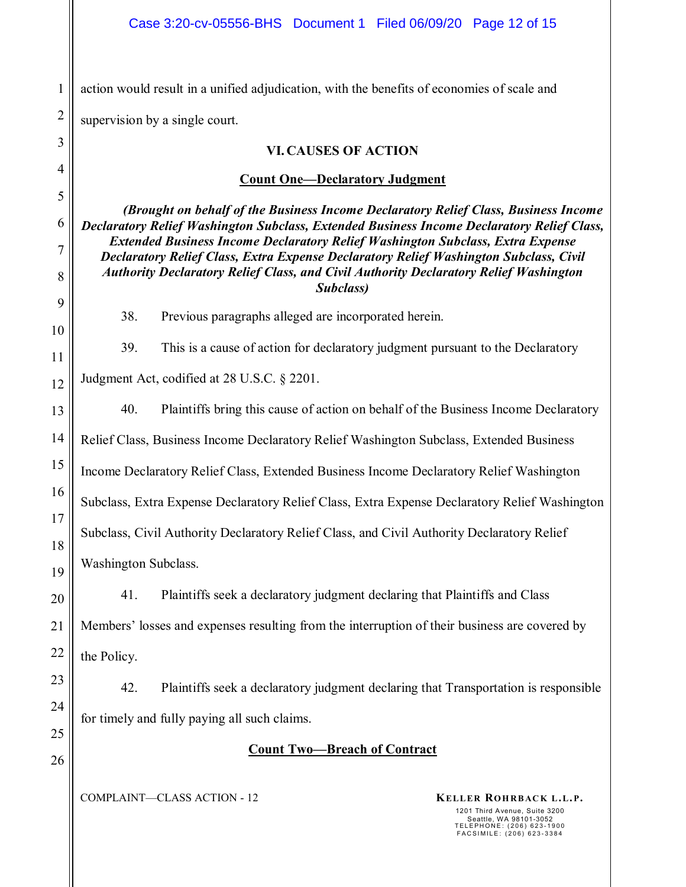action would result in a unified adjudication, with the benefits of economies of scale and supervision by a single court.

## VI. CAUSES OF ACTION

### Count One—Declaratory Judgment

***(Brought on behalf of the Business Income Declaratory Relief Class, Business Income Declaratory Relief Washington Subclass, Extended Business Income Declaratory Relief Class, Extended Business Income Declaratory Relief Washington Subclass, Extra Expense Declaratory Relief Class, Extra Expense Declaratory Relief Washington Subclass, Civil Authority Declaratory Relief Class, and Civil Authority Declaratory Relief Washington Subclass)***

38. Previous paragraphs alleged are incorporated herein.

39. This is a cause of action for declaratory judgment pursuant to the Declaratory Judgment Act, codified at 28 U.S.C. § 2201.

40. Plaintiffs bring this cause of action on behalf of the Business Income Declaratory Relief Class, Business Income Declaratory Relief Washington Subclass, Extended Business Income Declaratory Relief Class, Extended Business Income Declaratory Relief Washington Subclass, Extra Expense Declaratory Relief Class, Extra Expense Declaratory Relief Washington Subclass, Civil Authority Declaratory Relief Class, and Civil Authority Declaratory Relief Washington Subclass.

41. Plaintiffs seek a declaratory judgment declaring that Plaintiffs and Class Members' losses and expenses resulting from the interruption of their business are covered by the Policy.

42. Plaintiffs seek a declaratory judgment declaring that Transportation is responsible for timely and fully paying all such claims.

### Count Two—Breach of Contract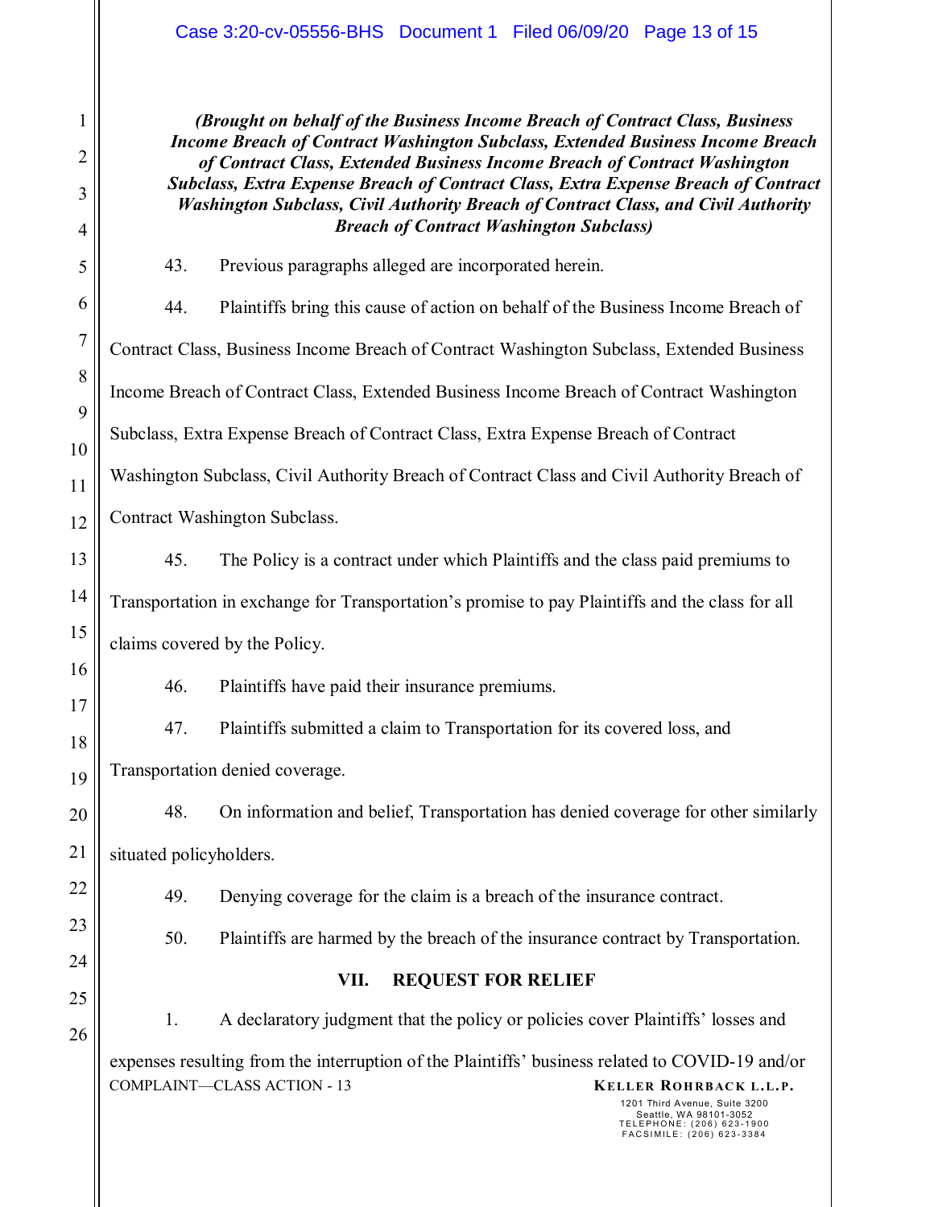***(Brought on behalf of the Business Income Breach of Contract Class, Business Income Breach of Contract Washington Subclass, Extended Business Income Breach of Contract Class, Extended Business Income Breach of Contract Washington Subclass, Extra Expense Breach of Contract Class, Extra Expense Breach of Contract Washington Subclass, Civil Authority Breach of Contract Class, and Civil Authority Breach of Contract Washington Subclass)***

43. Previous paragraphs alleged are incorporated herein.

44. Plaintiffs bring this cause of action on behalf of the Business Income Breach of Contract Class, Business Income Breach of Contract Washington Subclass, Extended Business Income Breach of Contract Class, Extended Business Income Breach of Contract Washington Subclass, Extra Expense Breach of Contract Class, Extra Expense Breach of Contract Washington Subclass, Civil Authority Breach of Contract Class and Civil Authority Breach of Contract Washington Subclass.

45. The Policy is a contract under which Plaintiffs and the class paid premiums to Transportation in exchange for Transportation's promise to pay Plaintiffs and the class for all claims covered by the Policy.

46. Plaintiffs have paid their insurance premiums.

47. Plaintiffs submitted a claim to Transportation for its covered loss, and Transportation denied coverage.

48. On information and belief, Transportation has denied coverage for other similarly situated policyholders.

49. Denying coverage for the claim is a breach of the insurance contract.

50. Plaintiffs are harmed by the breach of the insurance contract by Transportation.

## VII. REQUEST FOR RELIEF

1. A declaratory judgment that the policy or policies cover Plaintiffs' losses and expenses resulting from the interruption of the Plaintiffs' business related to COVID-19 and/or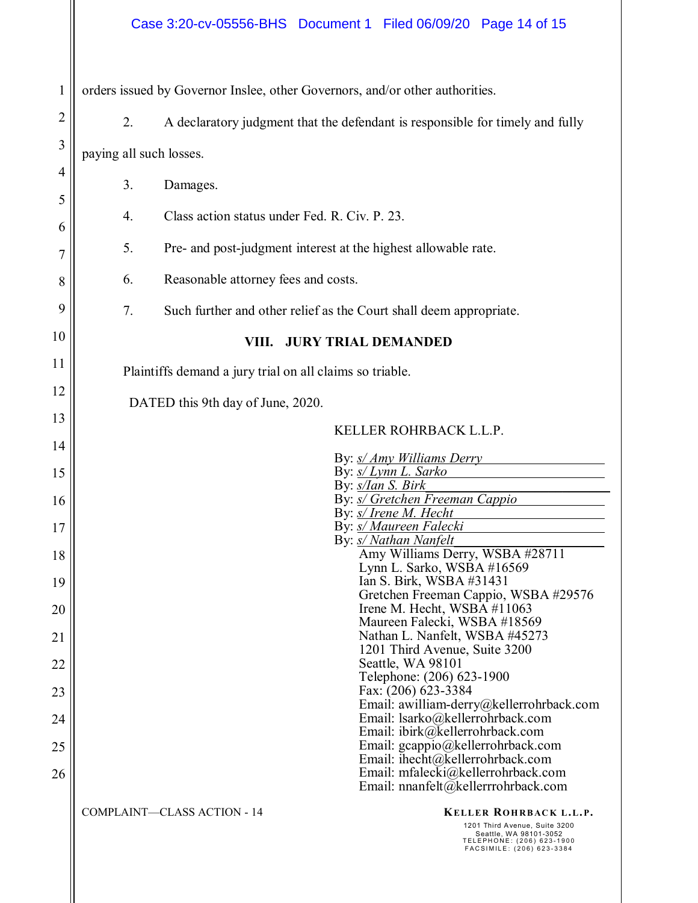orders issued by Governor Inslee, other Governors, and/or other authorities.

2. A declaratory judgment that the defendant is responsible for timely and fully paying all such losses.

3. Damages.

4. Class action status under Fed. R. Civ. P. 23.

5. Pre- and post-judgment interest at the highest allowable rate.

6. Reasonable attorney fees and costs.

7. Such further and other relief as the Court shall deem appropriate.

## VIII. JURY TRIAL DEMANDED

Plaintiffs demand a jury trial on all claims so triable.

DATED this 9th day of June, 2020.

KELLER ROHRBACK L.L.P.

By: *s/ Amy Williams Derry*
By: *s/ Lynn L. Sarko*
By: *s/Ian S. Birk*
By: *s/ Gretchen Freeman Cappio*
By: *s/ Irene M. Hecht*
By: *s/ Maureen Falecki*
By: *s/ Nathan Nanfelt*
Amy Williams Derry, WSBA #28711
Lynn L. Sarko, WSBA #16569
Ian S. Birk, WSBA #31431
Gretchen Freeman Cappio, WSBA #29576
Irene M. Hecht, WSBA #11063
Maureen Falecki, WSBA #18569
Nathan L. Nanfelt, WSBA #45273
1201 Third Avenue, Suite 3200
Seattle, WA 98101
Telephone: (206) 623-1900
Fax: (206) 623-3384
Email: awilliam-derry@kellerrohrback.com
Email: lsarko@kellerrohrback.com
Email: ibirk@kellerrohrback.com
Email: gcappio@kellerrohrback.com
Email: ihecht@kellerrohrback.com
Email: mfalecki@kellerrohrback.com
Email: nnanfelt@kellerrrohrback.com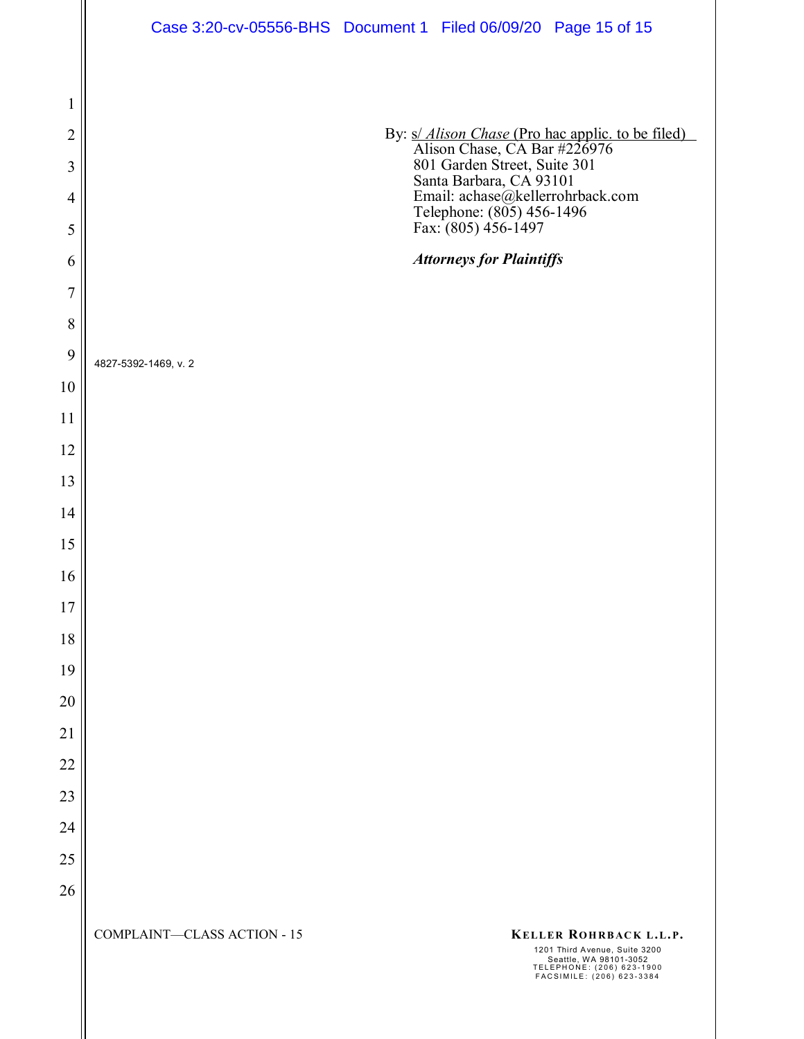By: s/ *Alison Chase* (Pro hac applic. to be filed)
Alison Chase, CA Bar #226976
801 Garden Street, Suite 301
Santa Barbara, CA 93101
Email: achase@kellerrohrback.com
Telephone: (805) 456-1496
Fax: (805) 456-1497

***Attorneys for Plaintiffs***

4827-5392-1469, v. 2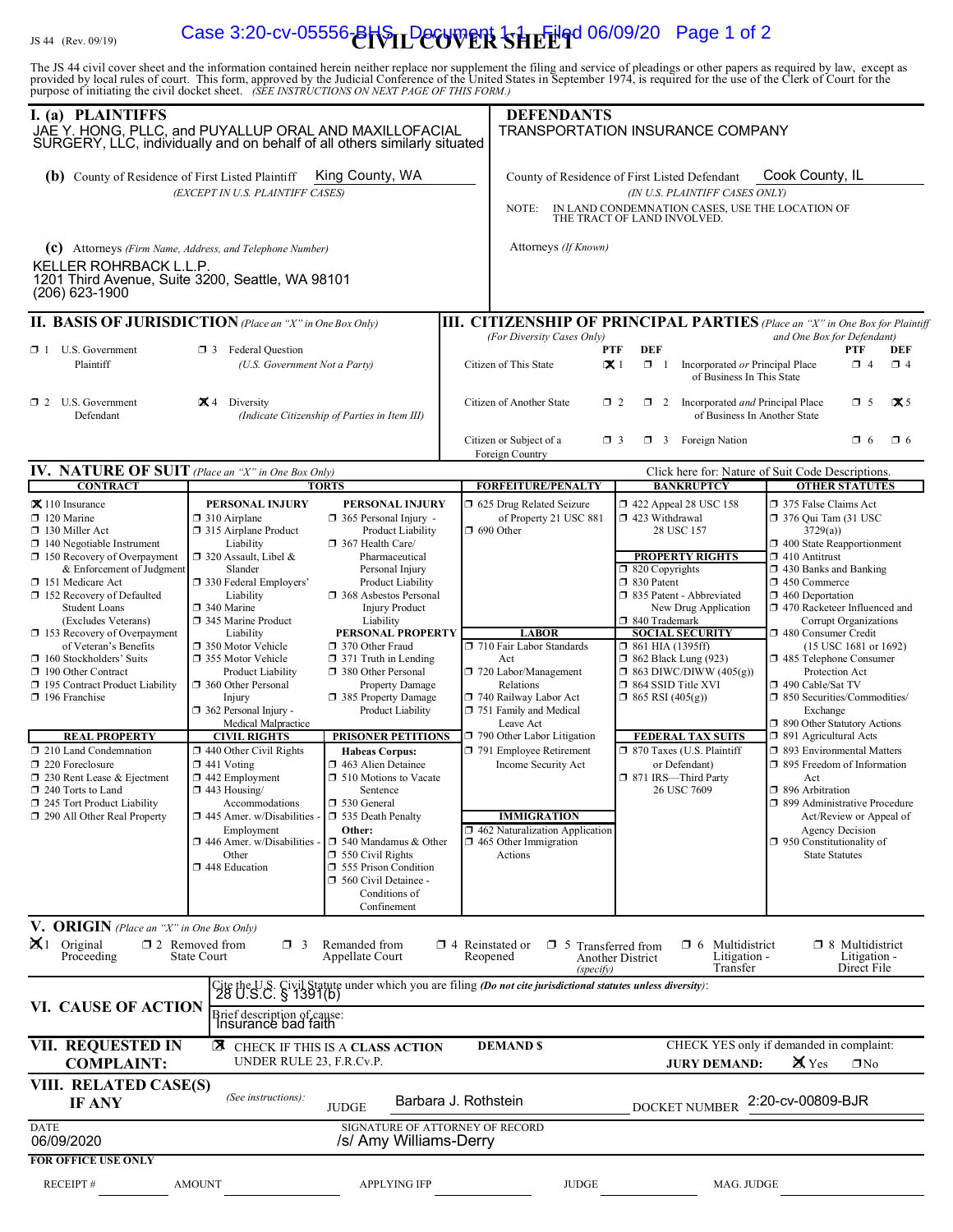JS 44 (Rev. 09/19)

# CIVIL COVER SHEET

The JS 44 civil cover sheet and the information contained herein neither replace nor supplement the filing and service of pleadings or other papers as required by law, except as provided by local rules of court. This form, approved by the Judicial Conference of the United States in September 1974, is required for the use of the Clerk of Court for the purpose of initiating the civil docket sheet. *(SEE INSTRUCTIONS ON NEXT PAGE OF THIS FORM.)*

## I. (a) PLAINTIFFS

JAE Y. HONG, PLLC, and PUYALLUP ORAL AND MAXILLOFACIAL SURGERY, LLC, individually and on behalf of all others similarly situated

**(b)** County of Residence of First Listed Plaintiff: King County, WA
*(EXCEPT IN U.S. PLAINTIFF CASES)*

**(c)** Attorneys *(Firm Name, Address, and Telephone Number)*
KELLER ROHRBACK L.L.P.
1201 Third Avenue, Suite 3200, Seattle, WA 98101
(206) 623-1900

## DEFENDANTS

TRANSPORTATION INSURANCE COMPANY

County of Residence of First Listed Defendant: Cook County, IL
*(IN U.S. PLAINTIFF CASES ONLY)*

NOTE: IN LAND CONDEMNATION CASES, USE THE LOCATION OF THE TRACT OF LAND INVOLVED.

Attorneys *(If Known)*

## II. BASIS OF JURISDICTION *(Place an "X" in One Box Only)*

- ☐ 1 U.S. Government Plaintiff
- ☐ 3 Federal Question *(U.S. Government Not a Party)*
- ☐ 2 U.S. Government Defendant
- ☒ 4 Diversity *(Indicate Citizenship of Parties in Item III)*

## III. CITIZENSHIP OF PRINCIPAL PARTIES *(Place an "X" in One Box for Plaintiff and One Box for Defendant)* *(For Diversity Cases Only)*

| | PTF | DEF | | PTF | DEF |
|---|---|---|---|---|---|
| Citizen of This State | ☒ 1 | ☐ 1 | Incorporated *or* Principal Place of Business In This State | ☐ 4 | ☐ 4 |
| Citizen of Another State | ☐ 2 | ☐ 2 | Incorporated *and* Principal Place of Business In Another State | ☐ 5 | ☒ 5 |
| Citizen or Subject of a Foreign Country | ☐ 3 | ☐ 3 | Foreign Nation | ☐ 6 | ☐ 6 |

## IV. NATURE OF SUIT *(Place an "X" in One Box Only)*

Click here for: Nature of Suit Code Descriptions.

**CONTRACT**
- ☒ 110 Insurance
- ☐ 120 Marine
- ☐ 130 Miller Act
- ☐ 140 Negotiable Instrument
- ☐ 150 Recovery of Overpayment & Enforcement of Judgment
- ☐ 151 Medicare Act
- ☐ 152 Recovery of Defaulted Student Loans (Excludes Veterans)
- ☐ 153 Recovery of Overpayment of Veteran's Benefits
- ☐ 160 Stockholders' Suits
- ☐ 190 Other Contract
- ☐ 195 Contract Product Liability
- ☐ 196 Franchise

**REAL PROPERTY**
- ☐ 210 Land Condemnation
- ☐ 220 Foreclosure
- ☐ 230 Rent Lease & Ejectment
- ☐ 240 Torts to Land
- ☐ 245 Tort Product Liability
- ☐ 290 All Other Real Property

**TORTS**

PERSONAL INJURY
- ☐ 310 Airplane
- ☐ 315 Airplane Product Liability
- ☐ 320 Assault, Libel & Slander
- ☐ 330 Federal Employers' Liability
- ☐ 340 Marine
- ☐ 345 Marine Product Liability
- ☐ 350 Motor Vehicle
- ☐ 355 Motor Vehicle Product Liability
- ☐ 360 Other Personal Injury
- ☐ 362 Personal Injury - Medical Malpractice

PERSONAL INJURY
- ☐ 365 Personal Injury - Product Liability
- ☐ 367 Health Care/ Pharmaceutical Personal Injury Product Liability
- ☐ 368 Asbestos Personal Injury Product Liability

PERSONAL PROPERTY
- ☐ 370 Other Fraud
- ☐ 371 Truth in Lending
- ☐ 380 Other Personal Property Damage
- ☐ 385 Property Damage Product Liability

**CIVIL RIGHTS**
- ☐ 440 Other Civil Rights
- ☐ 441 Voting
- ☐ 442 Employment
- ☐ 443 Housing/ Accommodations
- ☐ 445 Amer. w/Disabilities - Employment
- ☐ 446 Amer. w/Disabilities - Other
- ☐ 448 Education

**PRISONER PETITIONS**

Habeas Corpus:
- ☐ 463 Alien Detainee
- ☐ 510 Motions to Vacate Sentence
- ☐ 530 General
- ☐ 535 Death Penalty

Other:
- ☐ 540 Mandamus & Other
- ☐ 550 Civil Rights
- ☐ 555 Prison Condition
- ☐ 560 Civil Detainee - Conditions of Confinement

**FORFEITURE/PENALTY**
- ☐ 625 Drug Related Seizure of Property 21 USC 881
- ☐ 690 Other

**LABOR**
- ☐ 710 Fair Labor Standards Act
- ☐ 720 Labor/Management Relations
- ☐ 740 Railway Labor Act
- ☐ 751 Family and Medical Leave Act
- ☐ 790 Other Labor Litigation
- ☐ 791 Employee Retirement Income Security Act

**IMMIGRATION**
- ☐ 462 Naturalization Application
- ☐ 465 Other Immigration Actions

**BANKRUPTCY**
- ☐ 422 Appeal 28 USC 158
- ☐ 423 Withdrawal 28 USC 157

**PROPERTY RIGHTS**
- ☐ 820 Copyrights
- ☐ 830 Patent
- ☐ 835 Patent - Abbreviated New Drug Application
- ☐ 840 Trademark

**SOCIAL SECURITY**
- ☐ 861 HIA (1395ff)
- ☐ 862 Black Lung (923)
- ☐ 863 DIWC/DIWW (405(g))
- ☐ 864 SSID Title XVI
- ☐ 865 RSI (405(g))

**FEDERAL TAX SUITS**
- ☐ 870 Taxes (U.S. Plaintiff or Defendant)
- ☐ 871 IRS—Third Party 26 USC 7609

**OTHER STATUTES**
- ☐ 375 False Claims Act
- ☐ 376 Qui Tam (31 USC 3729(a))
- ☐ 400 State Reapportionment
- ☐ 410 Antitrust
- ☐ 430 Banks and Banking
- ☐ 450 Commerce
- ☐ 460 Deportation
- ☐ 470 Racketeer Influenced and Corrupt Organizations
- ☐ 480 Consumer Credit (15 USC 1681 or 1692)
- ☐ 485 Telephone Consumer Protection Act
- ☐ 490 Cable/Sat TV
- ☐ 850 Securities/Commodities/ Exchange
- ☐ 890 Other Statutory Actions
- ☐ 891 Agricultural Acts
- ☐ 893 Environmental Matters
- ☐ 895 Freedom of Information Act
- ☐ 896 Arbitration
- ☐ 899 Administrative Procedure Act/Review or Appeal of Agency Decision
- ☐ 950 Constitutionality of State Statutes

## V. ORIGIN *(Place an "X" in One Box Only)*

- ☒ 1 Original Proceeding
- ☐ 2 Removed from State Court
- ☐ 3 Remanded from Appellate Court
- ☐ 4 Reinstated or Reopened
- ☐ 5 Transferred from Another District *(specify)*
- ☐ 6 Multidistrict Litigation - Transfer
- ☐ 8 Multidistrict Litigation - Direct File

## VI. CAUSE OF ACTION

Cite the U.S. Civil Statute under which you are filing *(Do not cite jurisdictional statutes unless diversity)*: 28 U.S.C. § 1391(b)

Brief description of cause: Insurance bad faith

## VII. REQUESTED IN COMPLAINT:

☒ CHECK IF THIS IS A CLASS ACTION UNDER RULE 23, F.R.Cv.P.

DEMAND $

CHECK YES only if demanded in complaint: JURY DEMAND: ☒ Yes ☐ No

## VIII. RELATED CASE(S) IF ANY

*(See instructions)*: JUDGE Barbara J. Rothstein DOCKET NUMBER 2:20-cv-00809-BJR

DATE: 06/09/2020

SIGNATURE OF ATTORNEY OF RECORD: /s/ Amy Williams-Derry

**FOR OFFICE USE ONLY**

RECEIPT # ____ AMOUNT ____ APPLYING IFP ____ JUDGE ____ MAG. JUDGE ____